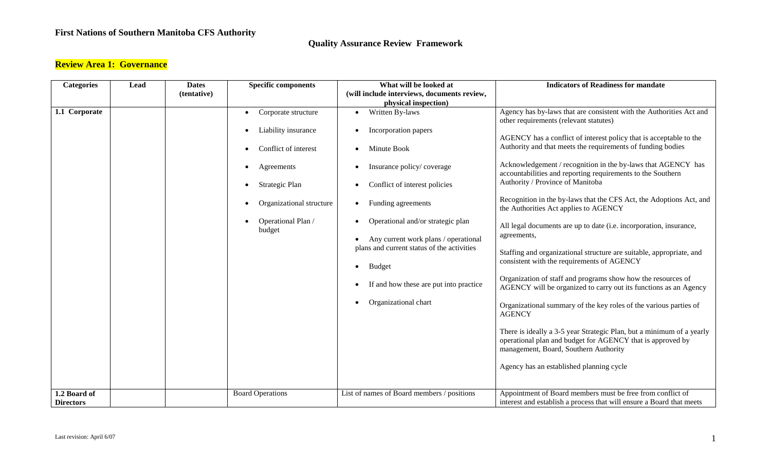**First Nations of Southern Manitoba CFS Authority**

## Quality Assurance Review Framework

### Review Area 1: Governance

| Categories | Lead | Dates (tentative) | Specific components | What will be looked at (will include interviews, documents review, physical inspection) | Indicators of Readiness for mandate |
|---|---|---|---|---|---|
| **1.1 Corporate** | | | • Corporate structure<br>• Liability insurance<br>• Conflict of interest<br>• Agreements<br>• Strategic Plan<br>• Organizational structure<br>• Operational Plan / budget | • Written By-laws<br>• Incorporation papers<br>• Minute Book<br>• Insurance policy/ coverage<br>• Conflict of interest policies<br>• Funding agreements<br>• Operational and/or strategic plan<br>• Any current work plans / operational plans and current status of the activities<br>• Budget<br>• If and how these are put into practice<br>• Organizational chart | Agency has by-laws that are consistent with the Authorities Act and other requirements (relevant statutes)<br><br>AGENCY has a conflict of interest policy that is acceptable to the Authority and that meets the requirements of funding bodies<br><br>Acknowledgement / recognition in the by-laws that AGENCY has accountabilities and reporting requirements to the Southern Authority / Province of Manitoba<br><br>Recognition in the by-laws that the CFS Act, the Adoptions Act, and the Authorities Act applies to AGENCY<br><br>All legal documents are up to date (i.e. incorporation, insurance, agreements,<br><br>Staffing and organizational structure are suitable, appropriate, and consistent with the requirements of AGENCY<br><br>Organization of staff and programs show how the resources of AGENCY will be organized to carry out its functions as an Agency<br><br>Organizational summary of the key roles of the various parties of AGENCY<br><br>There is ideally a 3-5 year Strategic Plan, but a minimum of a yearly operational plan and budget for AGENCY that is approved by management, Board, Southern Authority<br><br>Agency has an established planning cycle |
| **1.2 Board of Directors** | | | Board Operations | List of names of Board members / positions | Appointment of Board members must be free from conflict of interest and establish a process that will ensure a Board that meets |

Last revision: April 6/07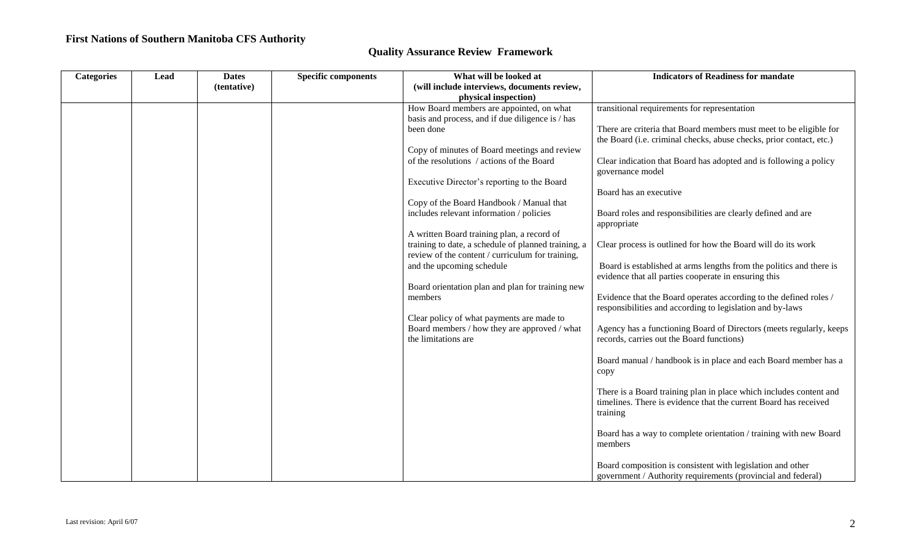**First Nations of Southern Manitoba CFS Authority**

## Quality Assurance Review Framework

| Categories | Lead | Dates (tentative) | Specific components | What will be looked at (will include interviews, documents review, physical inspection) | Indicators of Readiness for mandate |
|---|---|---|---|---|---|
| | | | | How Board members are appointed, on what basis and process, and if due diligence is / has been done<br><br>Copy of minutes of Board meetings and review of the resolutions / actions of the Board<br><br>Executive Director's reporting to the Board<br><br>Copy of the Board Handbook / Manual that includes relevant information / policies<br><br>A written Board training plan, a record of training to date, a schedule of planned training, a review of the content / curriculum for training, and the upcoming schedule<br><br>Board orientation plan and plan for training new members<br><br>Clear policy of what payments are made to Board members / how they are approved / what the limitations are | transitional requirements for representation<br><br>There are criteria that Board members must meet to be eligible for the Board (i.e. criminal checks, abuse checks, prior contact, etc.)<br><br>Clear indication that Board has adopted and is following a policy governance model<br><br>Board has an executive<br><br>Board roles and responsibilities are clearly defined and are appropriate<br><br>Clear process is outlined for how the Board will do its work<br><br>Board is established at arms lengths from the politics and there is evidence that all parties cooperate in ensuring this<br><br>Evidence that the Board operates according to the defined roles / responsibilities and according to legislation and by-laws<br><br>Agency has a functioning Board of Directors (meets regularly, keeps records, carries out the Board functions)<br><br>Board manual / handbook is in place and each Board member has a copy<br><br>There is a Board training plan in place which includes content and timelines. There is evidence that the current Board has received training<br><br>Board has a way to complete orientation / training with new Board members<br><br>Board composition is consistent with legislation and other government / Authority requirements (provincial and federal) |

Last revision: April 6/07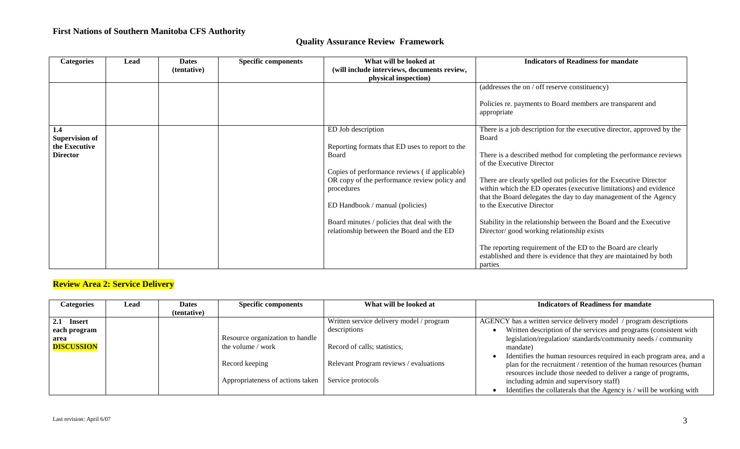**First Nations of Southern Manitoba CFS Authority**

**Quality Assurance Review Framework**

| Categories | Lead | Dates (tentative) | Specific components | What will be looked at (will include interviews, documents review, physical inspection) | Indicators of Readiness for mandate |
|---|---|---|---|---|---|
| | | | | | (addresses the on / off reserve constituency)<br><br>Policies re. payments to Board members are transparent and appropriate |
| **1.4 Supervision of the Executive Director** | | | | ED Job description<br><br>Reporting formats that ED uses to report to the Board<br><br>Copies of performance reviews ( if applicable) OR copy of the performance review policy and procedures<br><br>ED Handbook / manual (policies)<br><br>Board minutes / policies that deal with the relationship between the Board and the ED | There is a job description for the executive director, approved by the Board<br><br>There is a described method for completing the performance reviews of the Executive Director<br><br>There are clearly spelled out policies for the Executive Director within which the ED operates (executive limitations) and evidence that the Board delegates the day to day management of the Agency to the Executive Director<br><br>Stability in the relationship between the Board and the Executive Director/ good working relationship exists<br><br>The reporting requirement of the ED to the Board are clearly established and there is evidence that they are maintained by both parties |

## Review Area 2: Service Delivery

| Categories | Lead | Dates (tentative) | Specific components | What will be looked at | Indicators of Readiness for mandate |
|---|---|---|---|---|---|
| **2.1 Insert each program area DISCUSSION** | | | Resource organization to handle the volume / work<br><br>Record keeping<br><br>Appropriateness of actions taken | Written service delivery model / program descriptions<br><br>Record of calls; statistics,<br><br>Relevant Program reviews / evaluations<br><br>Service protocols | AGENCY has a written service delivery model / program descriptions<br>• Written description of the services and programs (consistent with legislation/regulation/ standards/community needs / community mandate)<br>• Identifies the human resources required in each program area, and a plan for the recruitment / retention of the human resources (human resources include those needed to deliver a range of programs, including admin and supervisory staff)<br>• Identifies the collaterals that the Agency is / will be working with |

Last revision: April 6/07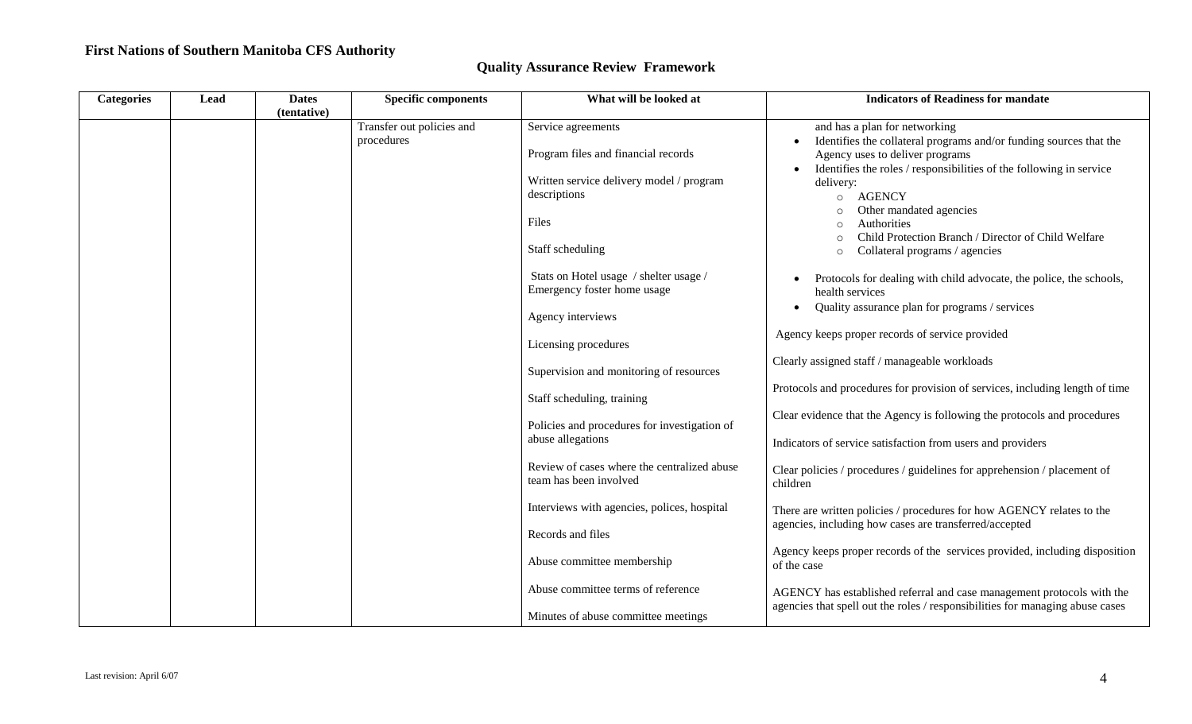**First Nations of Southern Manitoba CFS Authority**

**Quality Assurance Review Framework**

| Categories | Lead | Dates (tentative) | Specific components | What will be looked at | Indicators of Readiness for mandate |
|---|---|---|---|---|---|
| | | | Transfer out policies and procedures | Service agreements<br><br>Program files and financial records<br><br>Written service delivery model / program descriptions<br><br>Files<br><br>Staff scheduling<br><br>Stats on Hotel usage / shelter usage / Emergency foster home usage<br><br>Agency interviews<br><br>Licensing procedures<br><br>Supervision and monitoring of resources<br><br>Staff scheduling, training<br><br>Policies and procedures for investigation of abuse allegations<br><br>Review of cases where the centralized abuse team has been involved<br><br>Interviews with agencies, polices, hospital<br><br>Records and files<br><br>Abuse committee membership<br><br>Abuse committee terms of reference<br><br>Minutes of abuse committee meetings | and has a plan for networking<br>• Identifies the collateral programs and/or funding sources that the Agency uses to deliver programs<br>• Identifies the roles / responsibilities of the following in service delivery:<br>  ○ AGENCY<br>  ○ Other mandated agencies<br>  ○ Authorities<br>  ○ Child Protection Branch / Director of Child Welfare<br>  ○ Collateral programs / agencies<br><br>• Protocols for dealing with child advocate, the police, the schools, health services<br>• Quality assurance plan for programs / services<br><br>Agency keeps proper records of service provided<br><br>Clearly assigned staff / manageable workloads<br><br>Protocols and procedures for provision of services, including length of time<br><br>Clear evidence that the Agency is following the protocols and procedures<br><br>Indicators of service satisfaction from users and providers<br><br>Clear policies / procedures / guidelines for apprehension / placement of children<br><br>There are written policies / procedures for how AGENCY relates to the agencies, including how cases are transferred/accepted<br><br>Agency keeps proper records of the services provided, including disposition of the case<br><br>AGENCY has established referral and case management protocols with the agencies that spell out the roles / responsibilities for managing abuse cases |

Last revision: April 6/07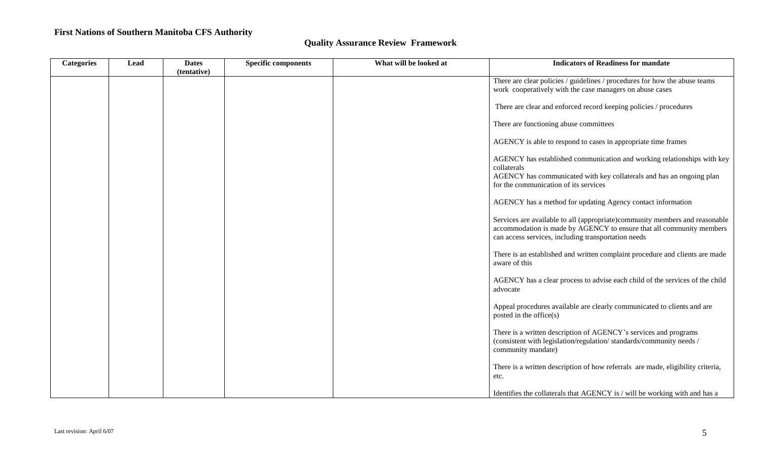**First Nations of Southern Manitoba CFS Authority**

**Quality Assurance Review Framework**

| Categories | Lead | Dates (tentative) | Specific components | What will be looked at | Indicators of Readiness for mandate |
|---|---|---|---|---|---|
| | | | | | There are clear policies / guidelines / procedures for how the abuse teams work cooperatively with the case managers on abuse cases |
| | | | | | There are clear and enforced record keeping policies / procedures |
| | | | | | There are functioning abuse committees |
| | | | | | AGENCY is able to respond to cases in appropriate time frames |
| | | | | | AGENCY has established communication and working relationships with key collaterals<br>AGENCY has communicated with key collaterals and has an ongoing plan for the communication of its services |
| | | | | | AGENCY has a method for updating Agency contact information |
| | | | | | Services are available to all (appropriate)community members and reasonable accommodation is made by AGENCY to ensure that all community members can access services, including transportation needs |
| | | | | | There is an established and written complaint procedure and clients are made aware of this |
| | | | | | AGENCY has a clear process to advise each child of the services of the child advocate |
| | | | | | Appeal procedures available are clearly communicated to clients and are posted in the office(s) |
| | | | | | There is a written description of AGENCY's services and programs (consistent with legislation/regulation/ standards/community needs / community mandate) |
| | | | | | There is a written description of how referrals are made, eligibility criteria, etc. |
| | | | | | Identifies the collaterals that AGENCY is / will be working with and has a |

Last revision: April 6/07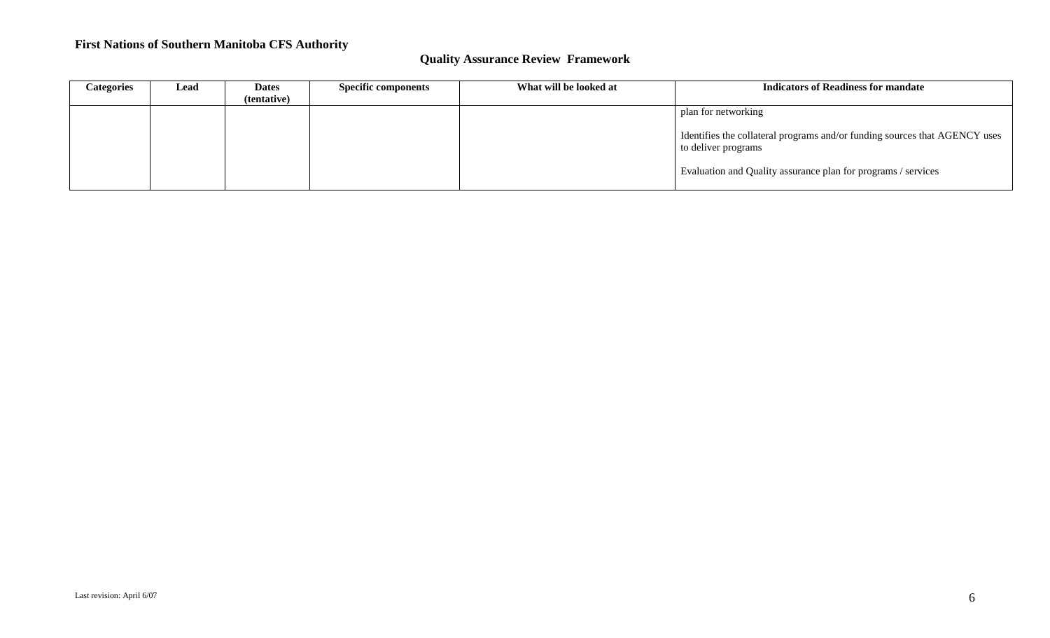**First Nations of Southern Manitoba CFS Authority**

**Quality Assurance Review Framework**

| Categories | Lead | Dates (tentative) | Specific components | What will be looked at | Indicators of Readiness for mandate |
|---|---|---|---|---|---|
| | | | | | plan for networking<br><br>Identifies the collateral programs and/or funding sources that AGENCY uses to deliver programs<br><br>Evaluation and Quality assurance plan for programs / services |

Last revision: April 6/07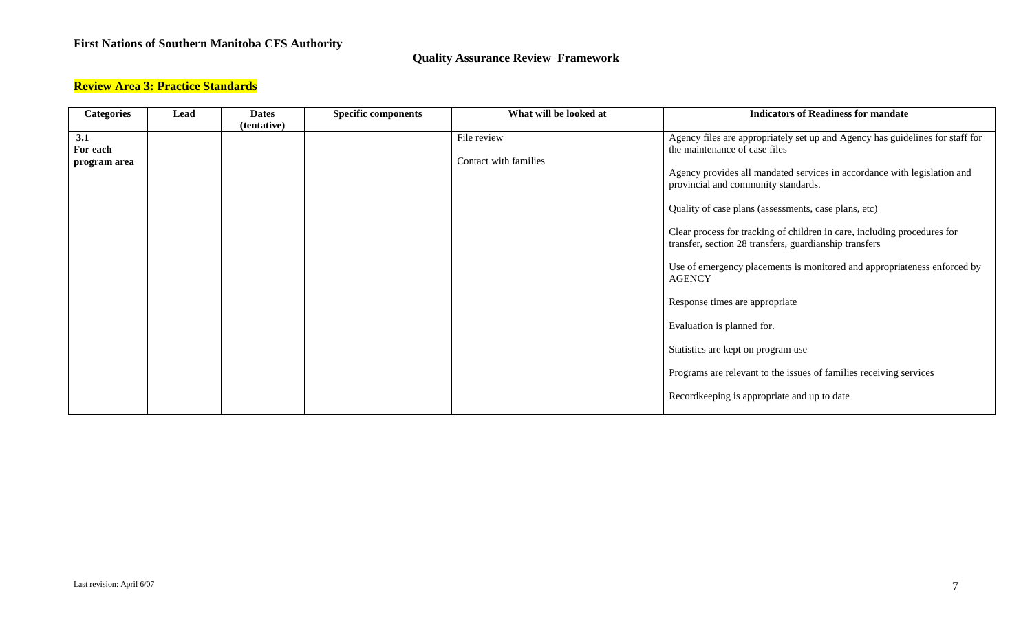**First Nations of Southern Manitoba CFS Authority**

**Quality Assurance Review Framework**

**Review Area 3: Practice Standards**

| Categories | Lead | Dates (tentative) | Specific components | What will be looked at | Indicators of Readiness for mandate |
|---|---|---|---|---|---|
| **3.1 For each program area** | | | | File review<br><br>Contact with families | Agency files are appropriately set up and Agency has guidelines for staff for the maintenance of case files<br><br>Agency provides all mandated services in accordance with legislation and provincial and community standards.<br><br>Quality of case plans (assessments, case plans, etc)<br><br>Clear process for tracking of children in care, including procedures for transfer, section 28 transfers, guardianship transfers<br><br>Use of emergency placements is monitored and appropriateness enforced by AGENCY<br><br>Response times are appropriate<br><br>Evaluation is planned for.<br><br>Statistics are kept on program use<br><br>Programs are relevant to the issues of families receiving services<br><br>Recordkeeping is appropriate and up to date |

Last revision: April 6/07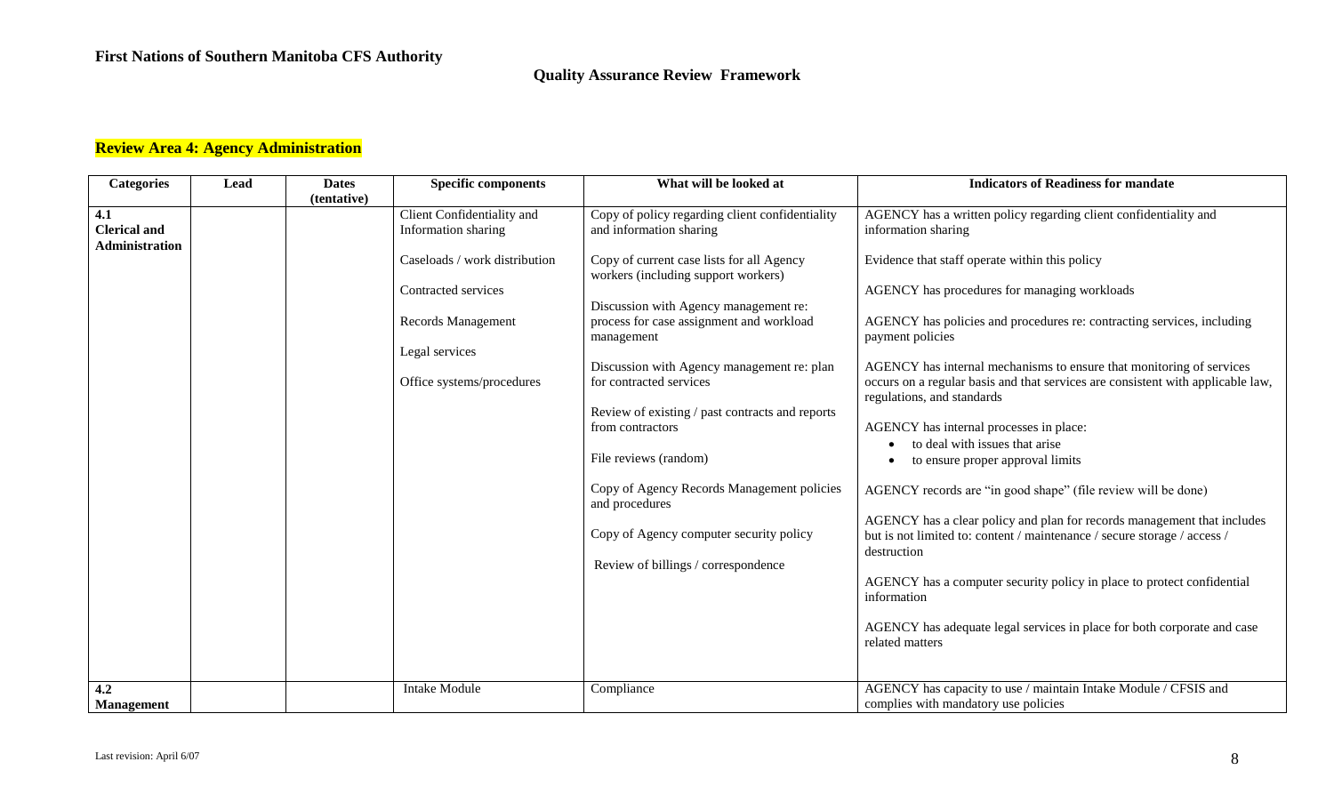**First Nations of Southern Manitoba CFS Authority**

**Quality Assurance Review Framework**

## Review Area 4: Agency Administration

| Categories | Lead | Dates (tentative) | Specific components | What will be looked at | Indicators of Readiness for mandate |
|---|---|---|---|---|---|
| **4.1 Clerical and Administration** | | | Client Confidentiality and Information sharing<br><br>Caseloads / work distribution<br><br>Contracted services<br><br>Records Management<br><br>Legal services<br><br>Office systems/procedures | Copy of policy regarding client confidentiality and information sharing<br><br>Copy of current case lists for all Agency workers (including support workers)<br><br>Discussion with Agency management re: process for case assignment and workload management<br><br>Discussion with Agency management re: plan for contracted services<br><br>Review of existing / past contracts and reports from contractors<br><br>File reviews (random)<br><br>Copy of Agency Records Management policies and procedures<br><br>Copy of Agency computer security policy<br><br>Review of billings / correspondence | AGENCY has a written policy regarding client confidentiality and information sharing<br><br>Evidence that staff operate within this policy<br><br>AGENCY has procedures for managing workloads<br><br>AGENCY has policies and procedures re: contracting services, including payment policies<br><br>AGENCY has internal mechanisms to ensure that monitoring of services occurs on a regular basis and that services are consistent with applicable law, regulations, and standards<br><br>AGENCY has internal processes in place:<br>• to deal with issues that arise<br>• to ensure proper approval limits<br><br>AGENCY records are "in good shape" (file review will be done)<br><br>AGENCY has a clear policy and plan for records management that includes but is not limited to: content / maintenance / secure storage / access / destruction<br><br>AGENCY has a computer security policy in place to protect confidential information<br><br>AGENCY has adequate legal services in place for both corporate and case related matters |
| **4.2 Management** | | | Intake Module | Compliance | AGENCY has capacity to use / maintain Intake Module / CFSIS and complies with mandatory use policies |

Last revision: April 6/07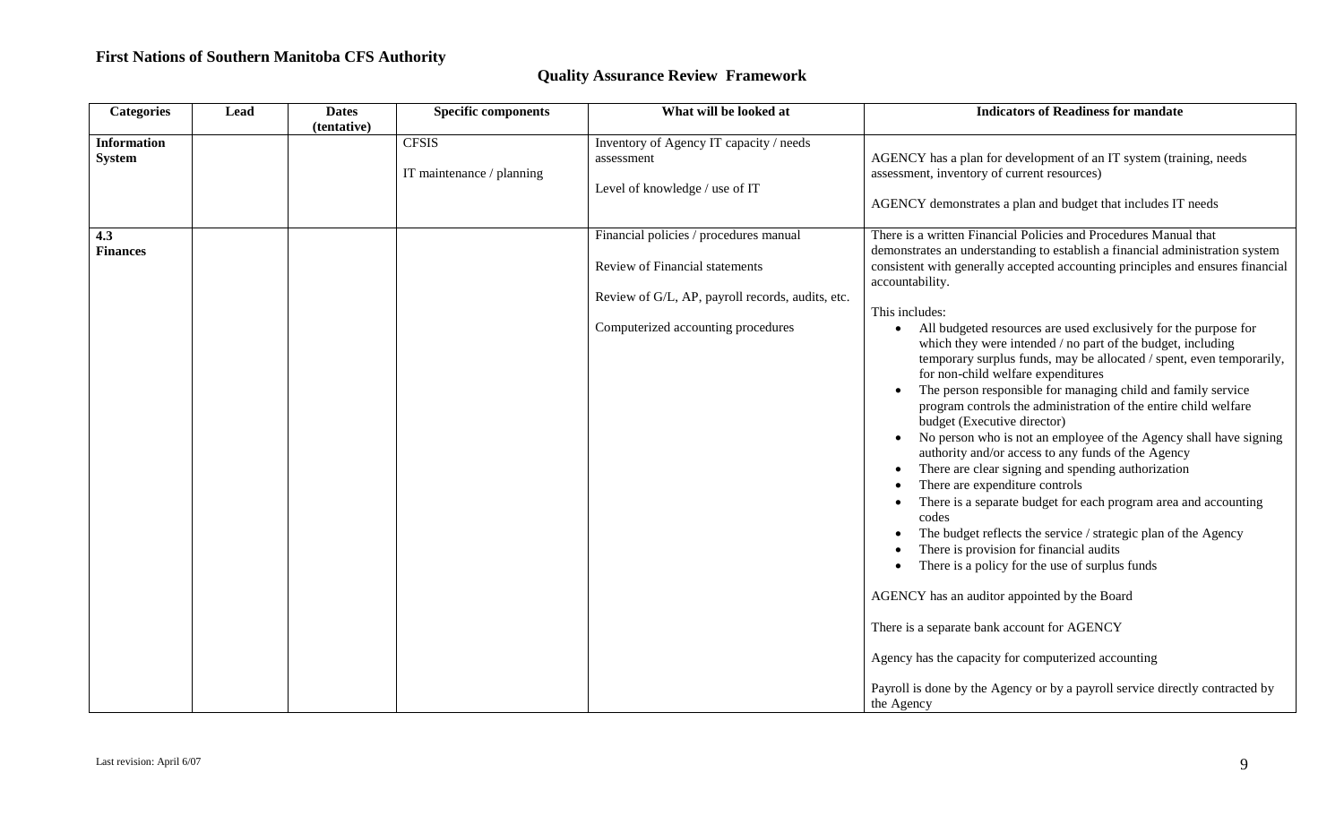**First Nations of Southern Manitoba CFS Authority**

## Quality Assurance Review Framework

| Categories | Lead | Dates (tentative) | Specific components | What will be looked at | Indicators of Readiness for mandate |
|---|---|---|---|---|---|
| **Information System** | | | CFSIS<br><br>IT maintenance / planning | Inventory of Agency IT capacity / needs assessment<br><br>Level of knowledge / use of IT | AGENCY has a plan for development of an IT system (training, needs assessment, inventory of current resources)<br><br>AGENCY demonstrates a plan and budget that includes IT needs |
| **4.3 Finances** | | | | Financial policies / procedures manual<br><br>Review of Financial statements<br><br>Review of G/L, AP, payroll records, audits, etc.<br><br>Computerized accounting procedures | There is a written Financial Policies and Procedures Manual that demonstrates an understanding to establish a financial administration system consistent with generally accepted accounting principles and ensures financial accountability.<br><br>This includes:<br>• All budgeted resources are used exclusively for the purpose for which they were intended / no part of the budget, including temporary surplus funds, may be allocated / spent, even temporarily, for non-child welfare expenditures<br>• The person responsible for managing child and family service program controls the administration of the entire child welfare budget (Executive director)<br>• No person who is not an employee of the Agency shall have signing authority and/or access to any funds of the Agency<br>• There are clear signing and spending authorization<br>• There are expenditure controls<br>• There is a separate budget for each program area and accounting codes<br>• The budget reflects the service / strategic plan of the Agency<br>• There is provision for financial audits<br>• There is a policy for the use of surplus funds<br><br>AGENCY has an auditor appointed by the Board<br><br>There is a separate bank account for AGENCY<br><br>Agency has the capacity for computerized accounting<br><br>Payroll is done by the Agency or by a payroll service directly contracted by the Agency |

Last revision: April 6/07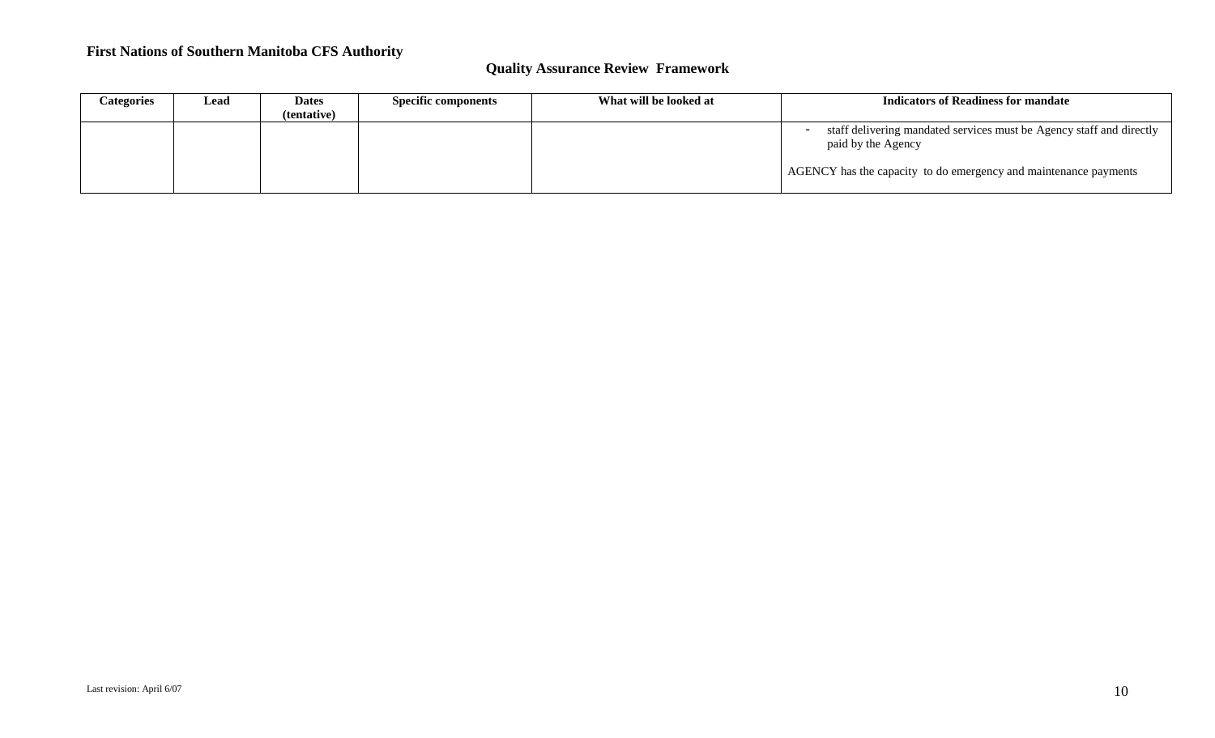**First Nations of Southern Manitoba CFS Authority**

**Quality Assurance Review Framework**

| Categories | Lead | Dates (tentative) | Specific components | What will be looked at | Indicators of Readiness for mandate |
|---|---|---|---|---|---|
| | | | | | - staff delivering mandated services must be Agency staff and directly paid by the Agency<br><br>AGENCY has the capacity to do emergency and maintenance payments |

Last revision: April 6/07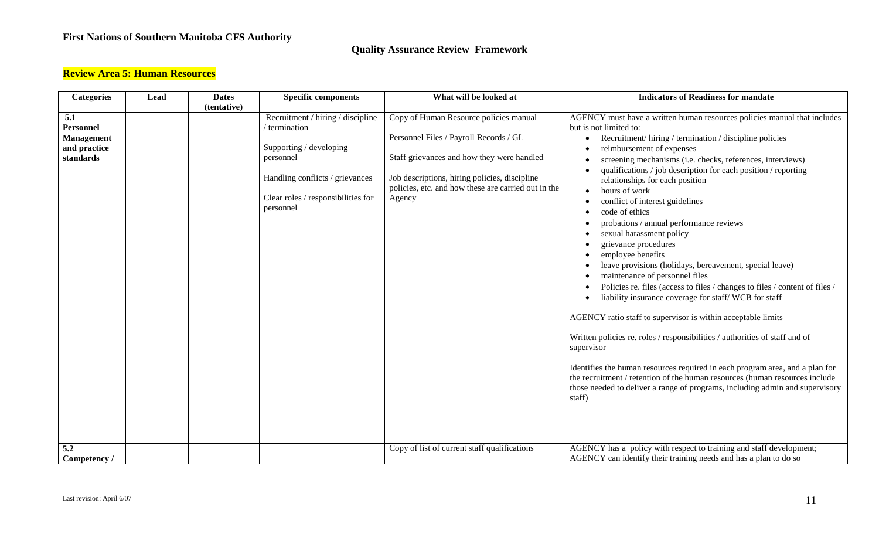**First Nations of Southern Manitoba CFS Authority**

**Quality Assurance Review Framework**

## Review Area 5: Human Resources

| Categories | Lead | Dates (tentative) | Specific components | What will be looked at | Indicators of Readiness for mandate |
|---|---|---|---|---|---|
| **5.1 Personnel Management and practice standards** | | | Recruitment / hiring / discipline / termination<br><br>Supporting / developing personnel<br><br>Handling conflicts / grievances<br><br>Clear roles / responsibilities for personnel | Copy of Human Resource policies manual<br><br>Personnel Files / Payroll Records / GL<br><br>Staff grievances and how they were handled<br><br>Job descriptions, hiring policies, discipline policies, etc. and how these are carried out in the Agency | AGENCY must have a written human resources policies manual that includes but is not limited to:<br>• Recruitment/ hiring / termination / discipline policies<br>• reimbursement of expenses<br>• screening mechanisms (i.e. checks, references, interviews)<br>• qualifications / job description for each position / reporting relationships for each position<br>• hours of work<br>• conflict of interest guidelines<br>• code of ethics<br>• probations / annual performance reviews<br>• sexual harassment policy<br>• grievance procedures<br>• employee benefits<br>• leave provisions (holidays, bereavement, special leave)<br>• maintenance of personnel files<br>• Policies re. files (access to files / changes to files / content of files /<br>• liability insurance coverage for staff/ WCB for staff<br><br>AGENCY ratio staff to supervisor is within acceptable limits<br><br>Written policies re. roles / responsibilities / authorities of staff and of supervisor<br><br>Identifies the human resources required in each program area, and a plan for the recruitment / retention of the human resources (human resources include those needed to deliver a range of programs, including admin and supervisory staff) |
| **5.2 Competency /** | | | | Copy of list of current staff qualifications | AGENCY has a policy with respect to training and staff development; AGENCY can identify their training needs and has a plan to do so |

Last revision: April 6/07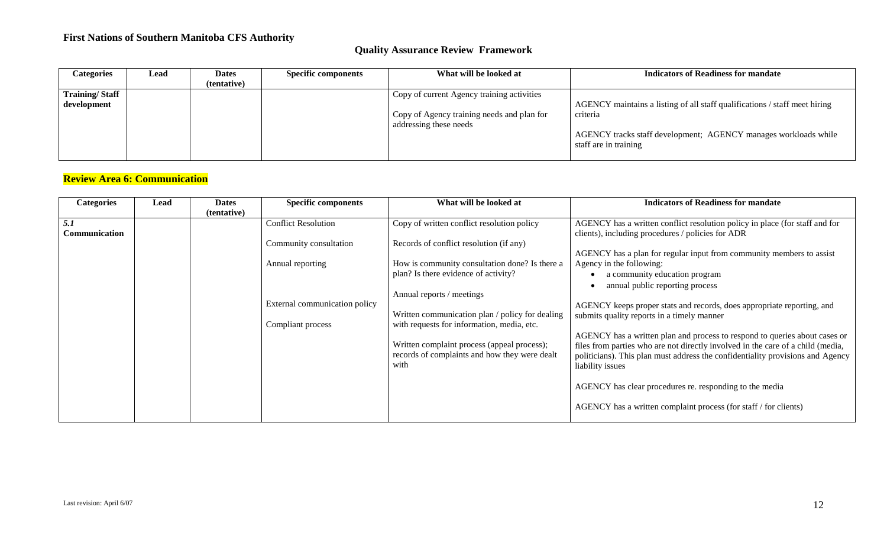**First Nations of Southern Manitoba CFS Authority**

**Quality Assurance Review Framework**

| Categories | Lead | Dates (tentative) | Specific components | What will be looked at | Indicators of Readiness for mandate |
|---|---|---|---|---|---|
| **Training/ Staff development** | | | | Copy of current Agency training activities<br><br>Copy of Agency training needs and plan for addressing these needs | AGENCY maintains a listing of all staff qualifications / staff meet hiring criteria<br><br>AGENCY tracks staff development; AGENCY manages workloads while staff are in training |

## Review Area 6: Communication

| Categories | Lead | Dates (tentative) | Specific components | What will be looked at | Indicators of Readiness for mandate |
|---|---|---|---|---|---|
| ***5.1* Communication** | | | Conflict Resolution<br><br>Community consultation<br><br>Annual reporting<br><br>External communication policy<br><br>Compliant process | Copy of written conflict resolution policy<br><br>Records of conflict resolution (if any)<br><br>How is community consultation done? Is there a plan? Is there evidence of activity?<br><br>Annual reports / meetings<br><br>Written communication plan / policy for dealing with requests for information, media, etc.<br><br>Written complaint process (appeal process); records of complaints and how they were dealt with | AGENCY has a written conflict resolution policy in place (for staff and for clients), including procedures / policies for ADR<br><br>AGENCY has a plan for regular input from community members to assist Agency in the following:<br>• a community education program<br>• annual public reporting process<br><br>AGENCY keeps proper stats and records, does appropriate reporting, and submits quality reports in a timely manner<br><br>AGENCY has a written plan and process to respond to queries about cases or files from parties who are not directly involved in the care of a child (media, politicians). This plan must address the confidentiality provisions and Agency liability issues<br><br>AGENCY has clear procedures re. responding to the media<br><br>AGENCY has a written complaint process (for staff / for clients) |

Last revision: April 6/07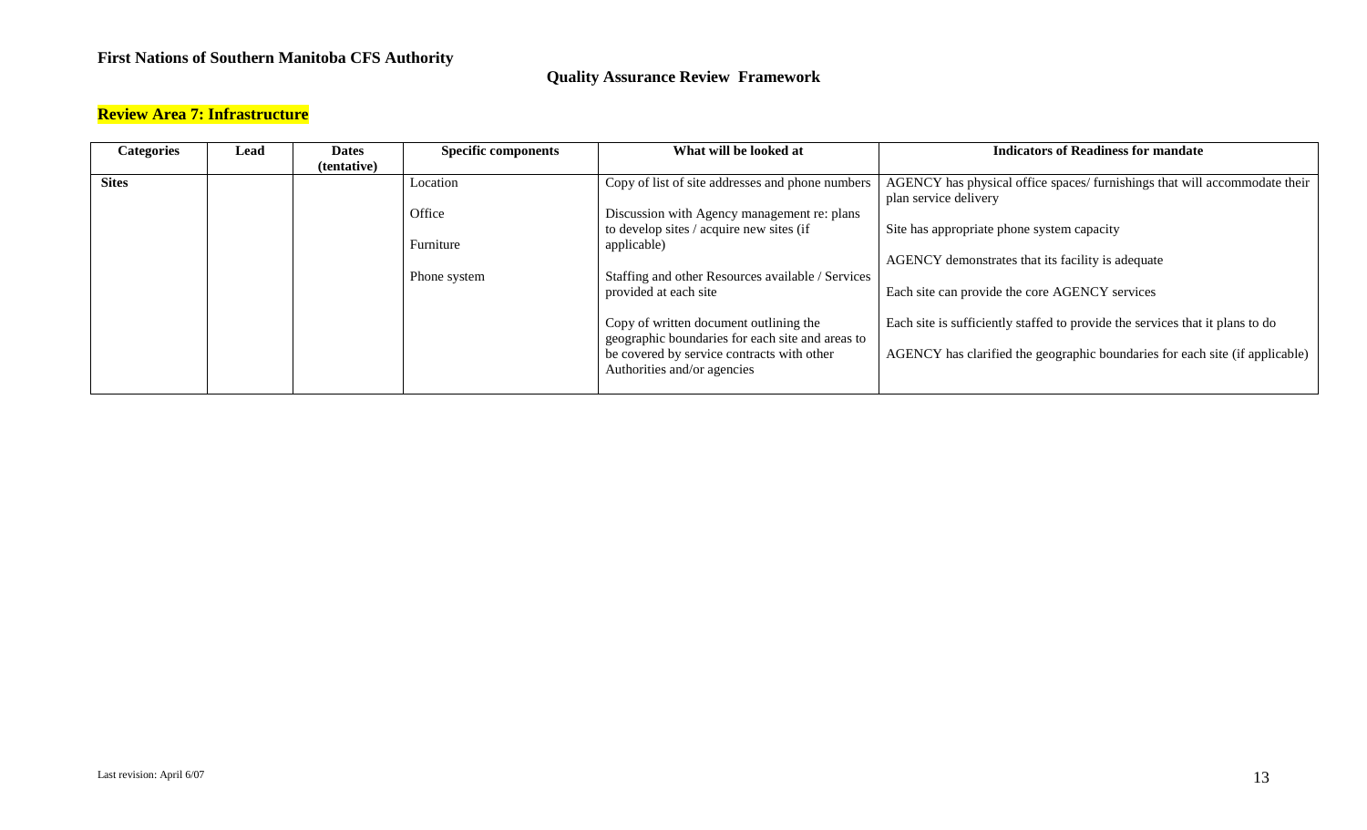**First Nations of Southern Manitoba CFS Authority**

**Quality Assurance Review Framework**

## Review Area 7: Infrastructure

| Categories | Lead | Dates (tentative) | Specific components | What will be looked at | Indicators of Readiness for mandate |
|---|---|---|---|---|---|
| **Sites** | | | Location<br><br>Office<br><br>Furniture<br><br>Phone system | Copy of list of site addresses and phone numbers<br><br>Discussion with Agency management re: plans to develop sites / acquire new sites (if applicable)<br><br>Staffing and other Resources available / Services provided at each site<br><br>Copy of written document outlining the geographic boundaries for each site and areas to be covered by service contracts with other Authorities and/or agencies | AGENCY has physical office spaces/ furnishings that will accommodate their plan service delivery<br><br>Site has appropriate phone system capacity<br><br>AGENCY demonstrates that its facility is adequate<br><br>Each site can provide the core AGENCY services<br><br>Each site is sufficiently staffed to provide the services that it plans to do<br><br>AGENCY has clarified the geographic boundaries for each site (if applicable) |

Last revision: April 6/07